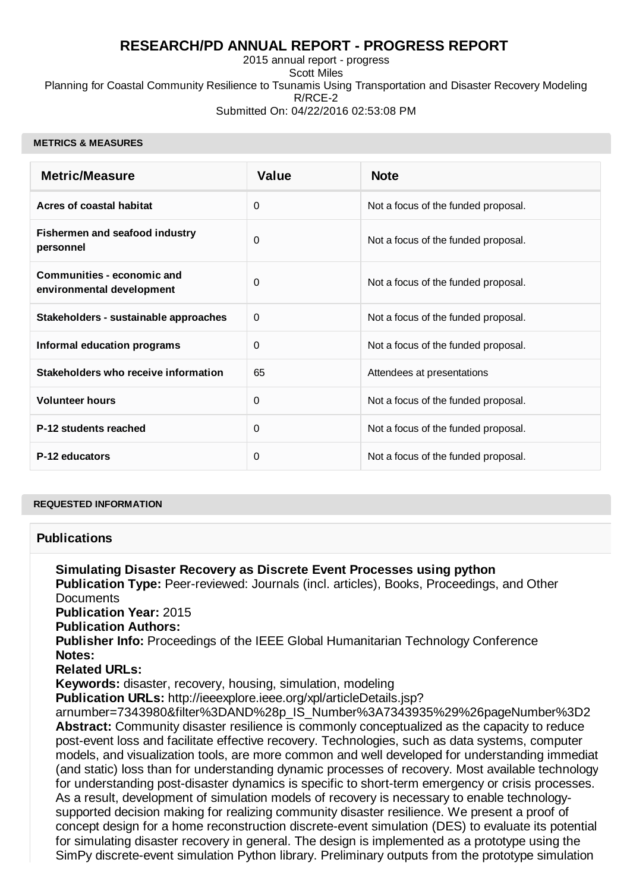# RESEARCH/PD ANNUAL REPORT - PROGRESS REPORT

2015 annual report - progress
Scott Miles
Planning for Coastal Community Resilience to Tsunamis Using Transportation and Disaster Recovery Modeling
R/RCE-2
Submitted On: 04/22/2016 02:53:08 PM

## METRICS & MEASURES

| Metric/Measure | Value | Note |
|---|---|---|
| **Acres of coastal habitat** | 0 | Not a focus of the funded proposal. |
| **Fishermen and seafood industry personnel** | 0 | Not a focus of the funded proposal. |
| **Communities - economic and environmental development** | 0 | Not a focus of the funded proposal. |
| **Stakeholders - sustainable approaches** | 0 | Not a focus of the funded proposal. |
| **Informal education programs** | 0 | Not a focus of the funded proposal. |
| **Stakeholders who receive information** | 65 | Attendees at presentations |
| **Volunteer hours** | 0 | Not a focus of the funded proposal. |
| **P-12 students reached** | 0 | Not a focus of the funded proposal. |
| **P-12 educators** | 0 | Not a focus of the funded proposal. |

## REQUESTED INFORMATION

### Publications

**Simulating Disaster Recovery as Discrete Event Processes using python**
**Publication Type:** Peer-reviewed: Journals (incl. articles), Books, Proceedings, and Other Documents
**Publication Year:** 2015
**Publication Authors:**
**Publisher Info:** Proceedings of the IEEE Global Humanitarian Technology Conference
**Notes:**
**Related URLs:**
**Keywords:** disaster, recovery, housing, simulation, modeling
**Publication URLs:** http://ieeexplore.ieee.org/xpl/articleDetails.jsp?arnumber=7343980&filter%3DAND%28p_IS_Number%3A7343935%29%26pageNumber%3D2
**Abstract:** Community disaster resilience is commonly conceptualized as the capacity to reduce post-event loss and facilitate effective recovery. Technologies, such as data systems, computer models, and visualization tools, are more common and well developed for understanding immediat (and static) loss than for understanding dynamic processes of recovery. Most available technology for understanding post-disaster dynamics is specific to short-term emergency or crisis processes. As a result, development of simulation models of recovery is necessary to enable technology-supported decision making for realizing community disaster resilience. We present a proof of concept design for a home reconstruction discrete-event simulation (DES) to evaluate its potential for simulating disaster recovery in general. The design is implemented as a prototype using the SimPy discrete-event simulation Python library. Preliminary outputs from the prototype simulation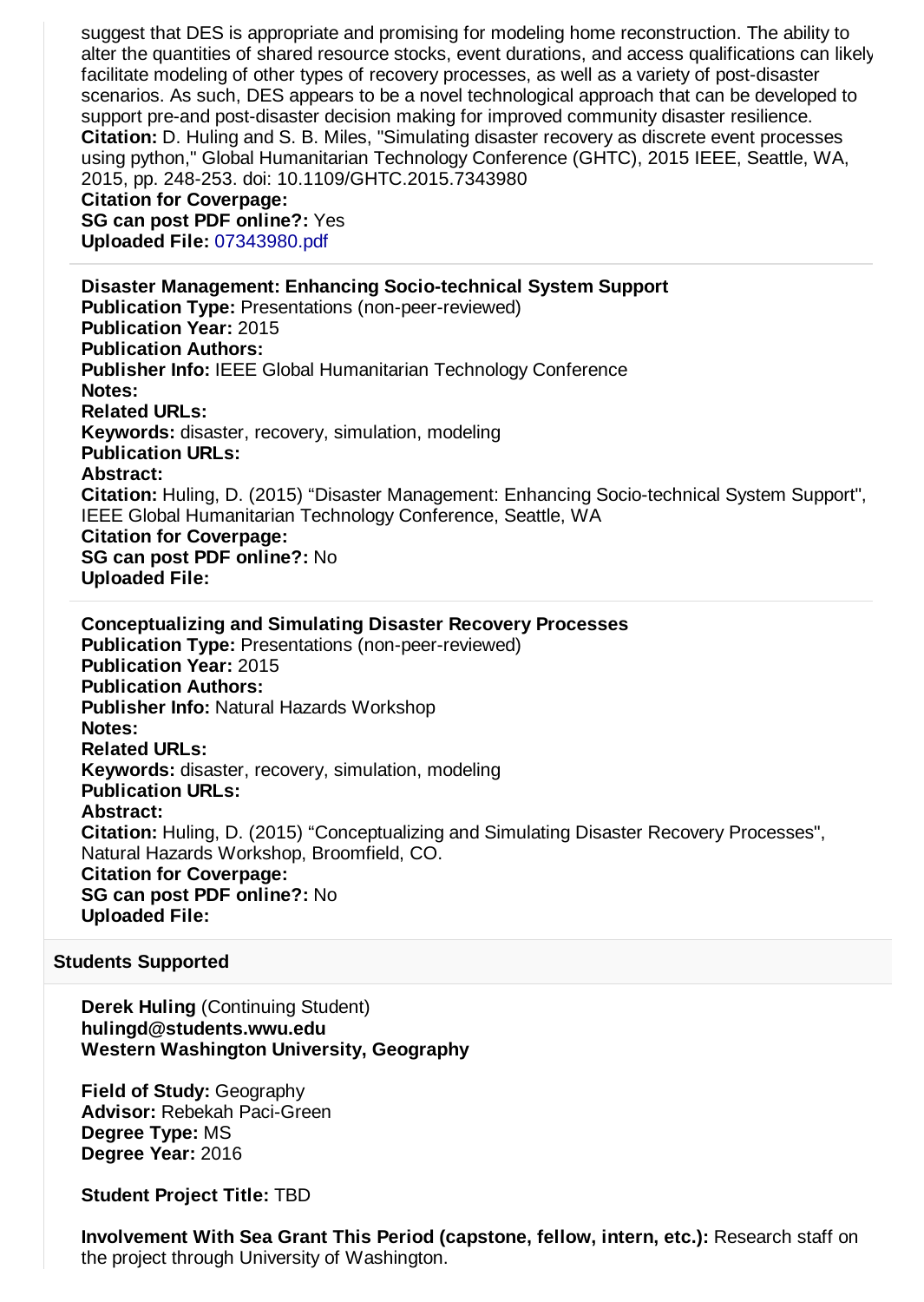suggest that DES is appropriate and promising for modeling home reconstruction. The ability to alter the quantities of shared resource stocks, event durations, and access qualifications can likely facilitate modeling of other types of recovery processes, as well as a variety of post-disaster scenarios. As such, DES appears to be a novel technological approach that can be developed to support pre-and post-disaster decision making for improved community disaster resilience.
**Citation:** D. Huling and S. B. Miles, "Simulating disaster recovery as discrete event processes using python," Global Humanitarian Technology Conference (GHTC), 2015 IEEE, Seattle, WA, 2015, pp. 248-253. doi: 10.1109/GHTC.2015.7343980
**Citation for Coverpage:**
**SG can post PDF online?:** Yes
**Uploaded File:** 07343980.pdf

---

**Disaster Management: Enhancing Socio-technical System Support**
**Publication Type:** Presentations (non-peer-reviewed)
**Publication Year:** 2015
**Publication Authors:**
**Publisher Info:** IEEE Global Humanitarian Technology Conference
**Notes:**
**Related URLs:**
**Keywords:** disaster, recovery, simulation, modeling
**Publication URLs:**
**Abstract:**
**Citation:** Huling, D. (2015) "Disaster Management: Enhancing Socio-technical System Support", IEEE Global Humanitarian Technology Conference, Seattle, WA
**Citation for Coverpage:**
**SG can post PDF online?:** No
**Uploaded File:**

---

**Conceptualizing and Simulating Disaster Recovery Processes**
**Publication Type:** Presentations (non-peer-reviewed)
**Publication Year:** 2015
**Publication Authors:**
**Publisher Info:** Natural Hazards Workshop
**Notes:**
**Related URLs:**
**Keywords:** disaster, recovery, simulation, modeling
**Publication URLs:**
**Abstract:**
**Citation:** Huling, D. (2015) "Conceptualizing and Simulating Disaster Recovery Processes", Natural Hazards Workshop, Broomfield, CO.
**Citation for Coverpage:**
**SG can post PDF online?:** No
**Uploaded File:**

## Students Supported

**Derek Huling** (Continuing Student)
**hulingd@students.wwu.edu**
**Western Washington University, Geography**

**Field of Study:** Geography
**Advisor:** Rebekah Paci-Green
**Degree Type:** MS
**Degree Year:** 2016

**Student Project Title:** TBD

**Involvement With Sea Grant This Period (capstone, fellow, intern, etc.):** Research staff on the project through University of Washington.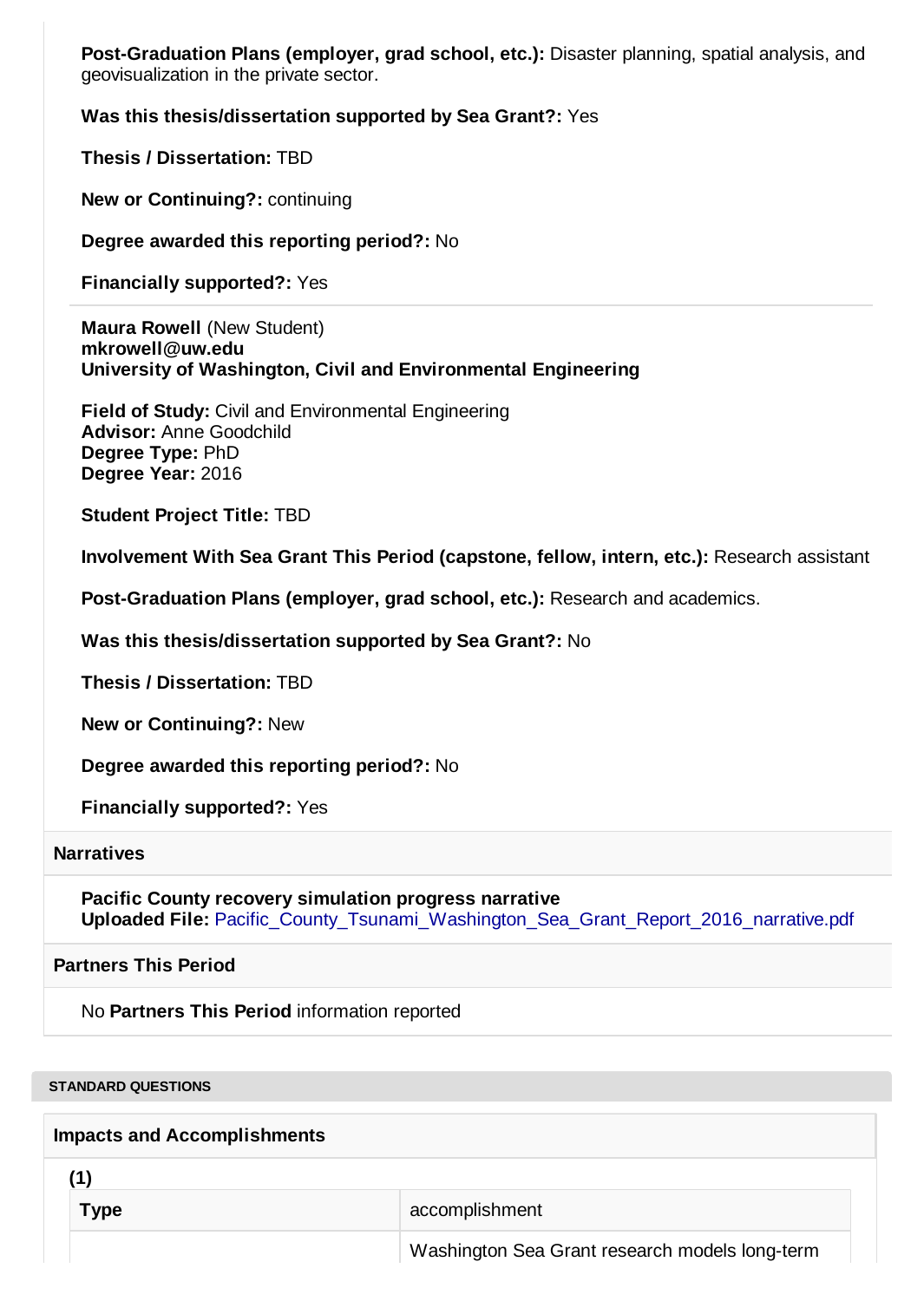**Post-Graduation Plans (employer, grad school, etc.):** Disaster planning, spatial analysis, and geovisualization in the private sector.

**Was this thesis/dissertation supported by Sea Grant?:** Yes

**Thesis / Dissertation:** TBD

**New or Continuing?:** continuing

**Degree awarded this reporting period?:** No

**Financially supported?:** Yes

---

**Maura Rowell** (New Student)
**mkrowell@uw.edu**
**University of Washington, Civil and Environmental Engineering**

**Field of Study:** Civil and Environmental Engineering
**Advisor:** Anne Goodchild
**Degree Type:** PhD
**Degree Year:** 2016

**Student Project Title:** TBD

**Involvement With Sea Grant This Period (capstone, fellow, intern, etc.):** Research assistant

**Post-Graduation Plans (employer, grad school, etc.):** Research and academics.

**Was this thesis/dissertation supported by Sea Grant?:** No

**Thesis / Dissertation:** TBD

**New or Continuing?:** New

**Degree awarded this reporting period?:** No

**Financially supported?:** Yes

## Narratives

**Pacific County recovery simulation progress narrative**
**Uploaded File:** Pacific_County_Tsunami_Washington_Sea_Grant_Report_2016_narrative.pdf

## Partners This Period

No **Partners This Period** information reported

## STANDARD QUESTIONS

### Impacts and Accomplishments

**(1)**

| **Type** | accomplishment |
| --- | --- |
| | Washington Sea Grant research models long-term |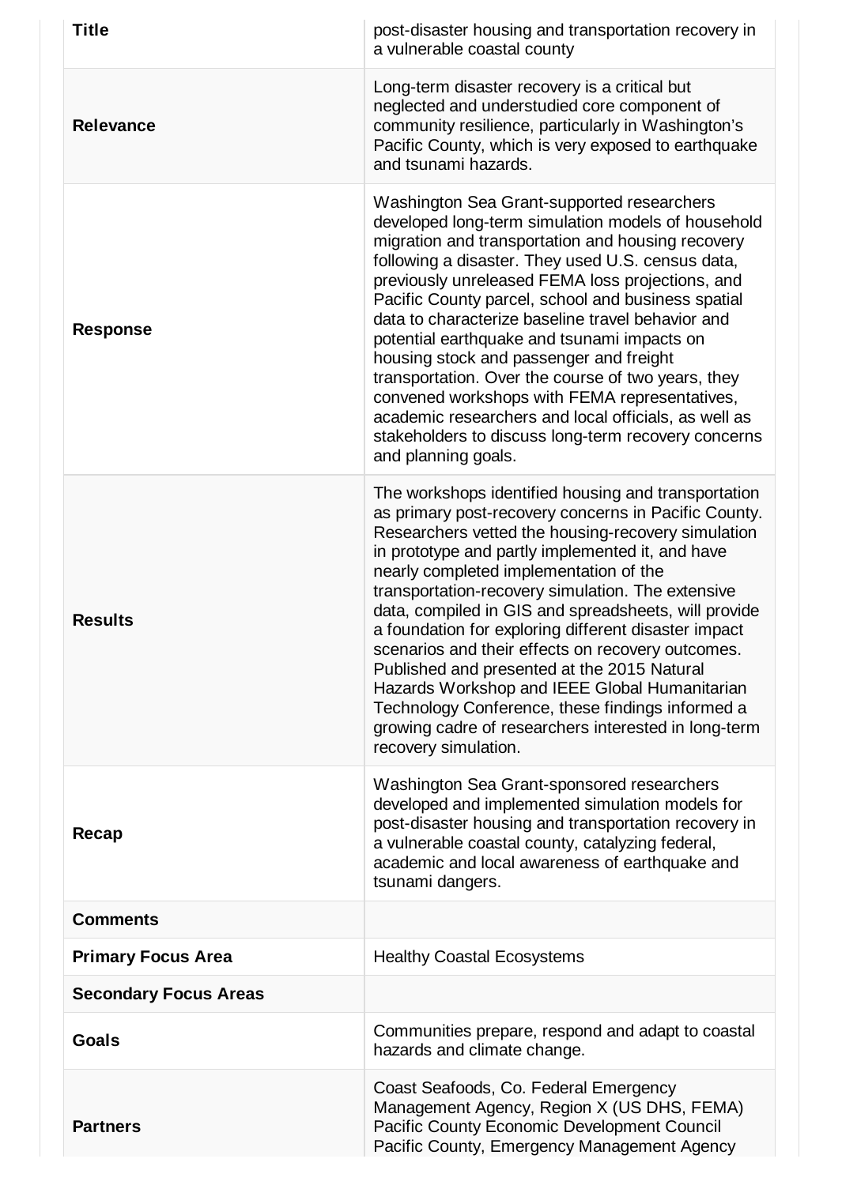| | |
|---|---|
| **Title** | post-disaster housing and transportation recovery in a vulnerable coastal county |
| **Relevance** | Long-term disaster recovery is a critical but neglected and understudied core component of community resilience, particularly in Washington's Pacific County, which is very exposed to earthquake and tsunami hazards. |
| **Response** | Washington Sea Grant-supported researchers developed long-term simulation models of household migration and transportation and housing recovery following a disaster. They used U.S. census data, previously unreleased FEMA loss projections, and Pacific County parcel, school and business spatial data to characterize baseline travel behavior and potential earthquake and tsunami impacts on housing stock and passenger and freight transportation. Over the course of two years, they convened workshops with FEMA representatives, academic researchers and local officials, as well as stakeholders to discuss long-term recovery concerns and planning goals. |
| **Results** | The workshops identified housing and transportation as primary post-recovery concerns in Pacific County. Researchers vetted the housing-recovery simulation in prototype and partly implemented it, and have nearly completed implementation of the transportation-recovery simulation. The extensive data, compiled in GIS and spreadsheets, will provide a foundation for exploring different disaster impact scenarios and their effects on recovery outcomes. Published and presented at the 2015 Natural Hazards Workshop and IEEE Global Humanitarian Technology Conference, these findings informed a growing cadre of researchers interested in long-term recovery simulation. |
| **Recap** | Washington Sea Grant-sponsored researchers developed and implemented simulation models for post-disaster housing and transportation recovery in a vulnerable coastal county, catalyzing federal, academic and local awareness of earthquake and tsunami dangers. |
| **Comments** | |
| **Primary Focus Area** | Healthy Coastal Ecosystems |
| **Secondary Focus Areas** | |
| **Goals** | Communities prepare, respond and adapt to coastal hazards and climate change. |
| **Partners** | Coast Seafoods, Co. Federal Emergency Management Agency, Region X (US DHS, FEMA) Pacific County Economic Development Council Pacific County, Emergency Management Agency |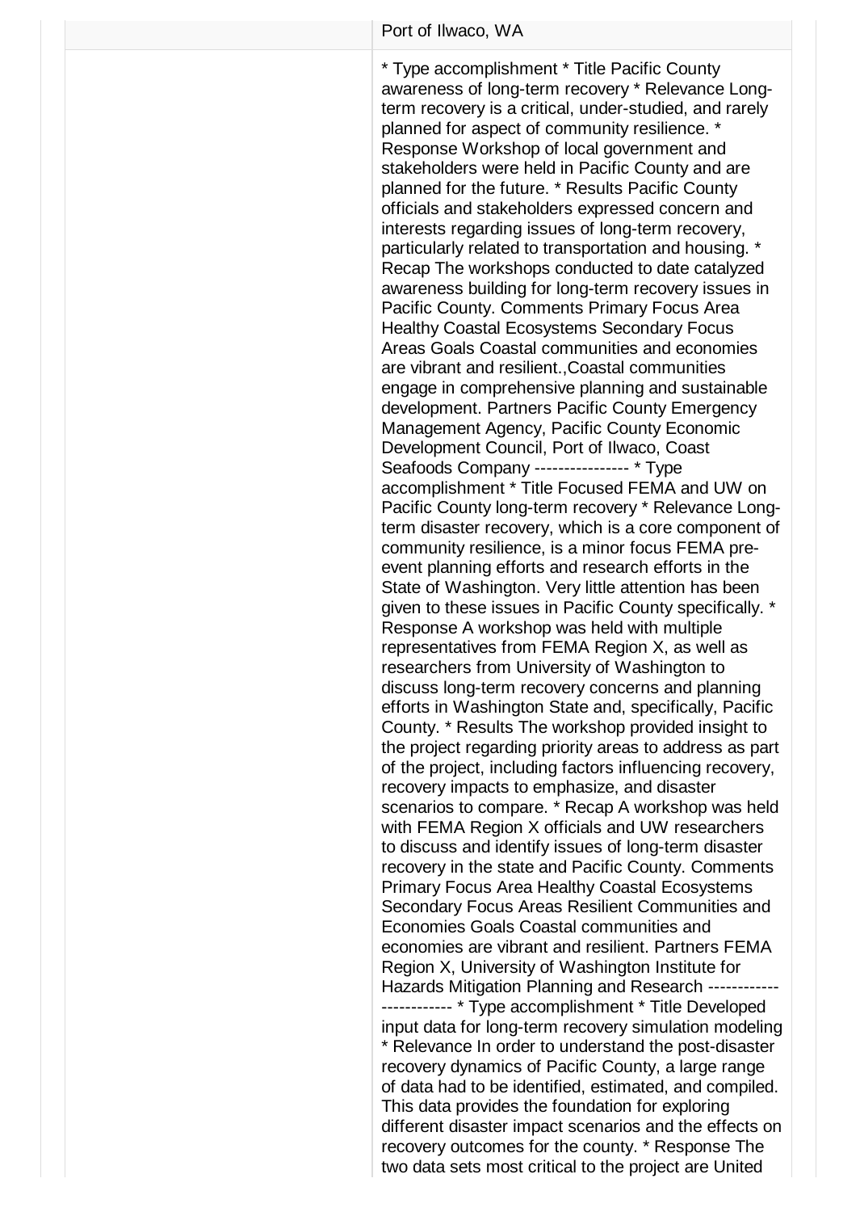| | Port of Ilwaco, WA |
|---|---|
| | * Type accomplishment * Title Pacific County awareness of long-term recovery * Relevance Long-term recovery is a critical, under-studied, and rarely planned for aspect of community resilience. * Response Workshop of local government and stakeholders were held in Pacific County and are planned for the future. * Results Pacific County officials and stakeholders expressed concern and interests regarding issues of long-term recovery, particularly related to transportation and housing. * Recap The workshops conducted to date catalyzed awareness building for long-term recovery issues in Pacific County. Comments Primary Focus Area Healthy Coastal Ecosystems Secondary Focus Areas Goals Coastal communities and economies are vibrant and resilient.,Coastal communities engage in comprehensive planning and sustainable development. Partners Pacific County Emergency Management Agency, Pacific County Economic Development Council, Port of Ilwaco, Coast Seafoods Company ---------------- * Type accomplishment * Title Focused FEMA and UW on Pacific County long-term recovery * Relevance Long-term disaster recovery, which is a core component of community resilience, is a minor focus FEMA pre-event planning efforts and research efforts in the State of Washington. Very little attention has been given to these issues in Pacific County specifically. * Response A workshop was held with multiple representatives from FEMA Region X, as well as researchers from University of Washington to discuss long-term recovery concerns and planning efforts in Washington State and, specifically, Pacific County. * Results The workshop provided insight to the project regarding priority areas to address as part of the project, including factors influencing recovery, recovery impacts to emphasize, and disaster scenarios to compare. * Recap A workshop was held with FEMA Region X officials and UW researchers to discuss and identify issues of long-term disaster recovery in the state and Pacific County. Comments Primary Focus Area Healthy Coastal Ecosystems Secondary Focus Areas Resilient Communities and Economies Goals Coastal communities and economies are vibrant and resilient. Partners FEMA Region X, University of Washington Institute for Hazards Mitigation Planning and Research ------------------------ * Type accomplishment * Title Developed input data for long-term recovery simulation modeling * Relevance In order to understand the post-disaster recovery dynamics of Pacific County, a large range of data had to be identified, estimated, and compiled. This data provides the foundation for exploring different disaster impact scenarios and the effects on recovery outcomes for the county. * Response The two data sets most critical to the project are United |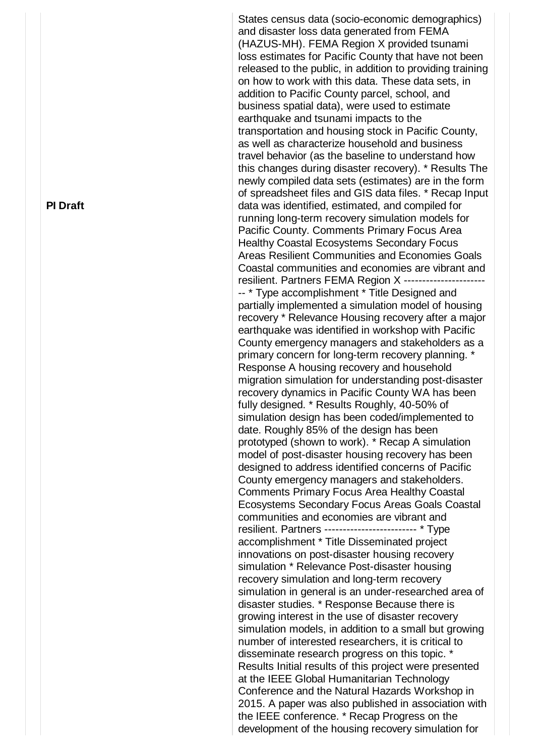| | |
|---|---|
| **PI Draft** | States census data (socio-economic demographics) and disaster loss data generated from FEMA (HAZUS-MH). FEMA Region X provided tsunami loss estimates for Pacific County that have not been released to the public, in addition to providing training on how to work with this data. These data sets, in addition to Pacific County parcel, school, and business spatial data), were used to estimate earthquake and tsunami impacts to the transportation and housing stock in Pacific County, as well as characterize household and business travel behavior (as the baseline to understand how this changes during disaster recovery). * Results The newly compiled data sets (estimates) are in the form of spreadsheet files and GIS data files. * Recap Input data was identified, estimated, and compiled for running long-term recovery simulation models for Pacific County. Comments Primary Focus Area Healthy Coastal Ecosystems Secondary Focus Areas Resilient Communities and Economies Goals Coastal communities and economies are vibrant and resilient. Partners FEMA Region X ------------------------ * Type accomplishment * Title Designed and partially implemented a simulation model of housing recovery * Relevance Housing recovery after a major earthquake was identified in workshop with Pacific County emergency managers and stakeholders as a primary concern for long-term recovery planning. * Response A housing recovery and household migration simulation for understanding post-disaster recovery dynamics in Pacific County WA has been fully designed. * Results Roughly, 40-50% of simulation design has been coded/implemented to date. Roughly 85% of the design has been prototyped (shown to work). * Recap A simulation model of post-disaster housing recovery has been designed to address identified concerns of Pacific County emergency managers and stakeholders. Comments Primary Focus Area Healthy Coastal Ecosystems Secondary Focus Areas Goals Coastal communities and economies are vibrant and resilient. Partners ------------------------ * Type accomplishment * Title Disseminated project innovations on post-disaster housing recovery simulation * Relevance Post-disaster housing recovery simulation and long-term recovery simulation in general is an under-researched area of disaster studies. * Response Because there is growing interest in the use of disaster recovery simulation models, in addition to a small but growing number of interested researchers, it is critical to disseminate research progress on this topic. * Results Initial results of this project were presented at the IEEE Global Humanitarian Technology Conference and the Natural Hazards Workshop in 2015. A paper was also published in association with the IEEE conference. * Recap Progress on the development of the housing recovery simulation for |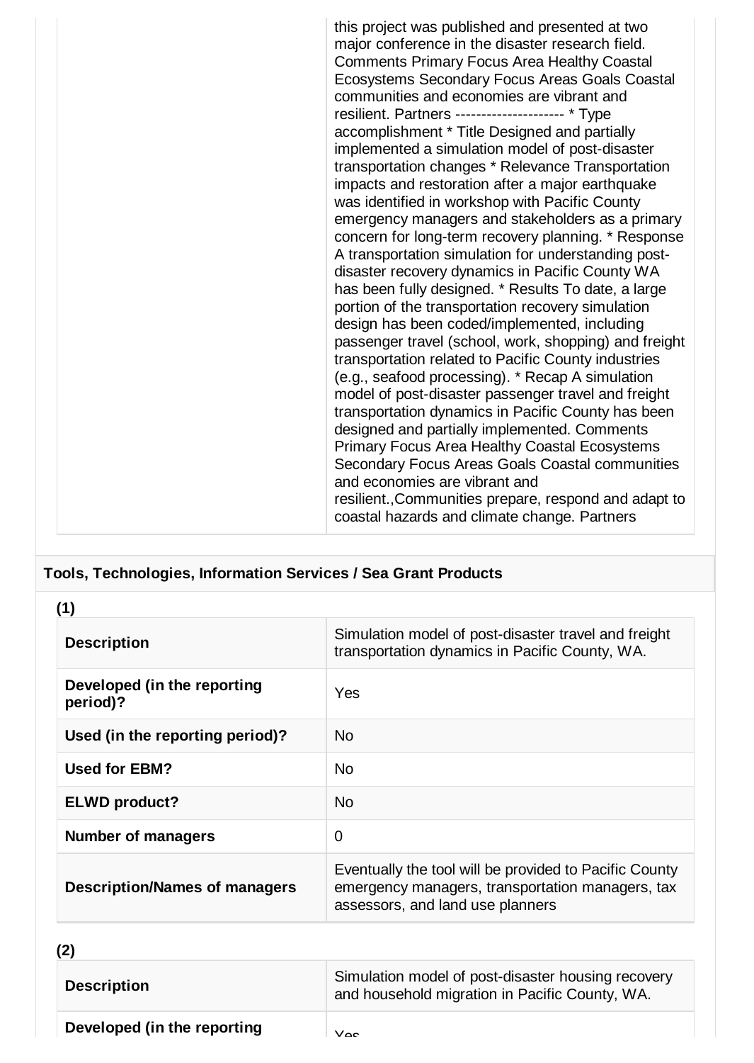| | |
|---|---|
| | this project was published and presented at two major conference in the disaster research field. Comments Primary Focus Area Healthy Coastal Ecosystems Secondary Focus Areas Goals Coastal communities and economies are vibrant and resilient. Partners --------------------- * Type accomplishment * Title Designed and partially implemented a simulation model of post-disaster transportation changes * Relevance Transportation impacts and restoration after a major earthquake was identified in workshop with Pacific County emergency managers and stakeholders as a primary concern for long-term recovery planning. * Response A transportation simulation for understanding post-disaster recovery dynamics in Pacific County WA has been fully designed. * Results To date, a large portion of the transportation recovery simulation design has been coded/implemented, including passenger travel (school, work, shopping) and freight transportation related to Pacific County industries (e.g., seafood processing). * Recap A simulation model of post-disaster passenger travel and freight transportation dynamics in Pacific County has been designed and partially implemented. Comments Primary Focus Area Healthy Coastal Ecosystems Secondary Focus Areas Goals Coastal communities and economies are vibrant and resilient.,Communities prepare, respond and adapt to coastal hazards and climate change. Partners |

## Tools, Technologies, Information Services / Sea Grant Products

**(1)**

| | |
|---|---|
| **Description** | Simulation model of post-disaster travel and freight transportation dynamics in Pacific County, WA. |
| **Developed (in the reporting period)?** | Yes |
| **Used (in the reporting period)?** | No |
| **Used for EBM?** | No |
| **ELWD product?** | No |
| **Number of managers** | 0 |
| **Description/Names of managers** | Eventually the tool will be provided to Pacific County emergency managers, transportation managers, tax assessors, and land use planners |

**(2)**

| | |
|---|---|
| **Description** | Simulation model of post-disaster housing recovery and household migration in Pacific County, WA. |
| **Developed (in the reporting** | Yes |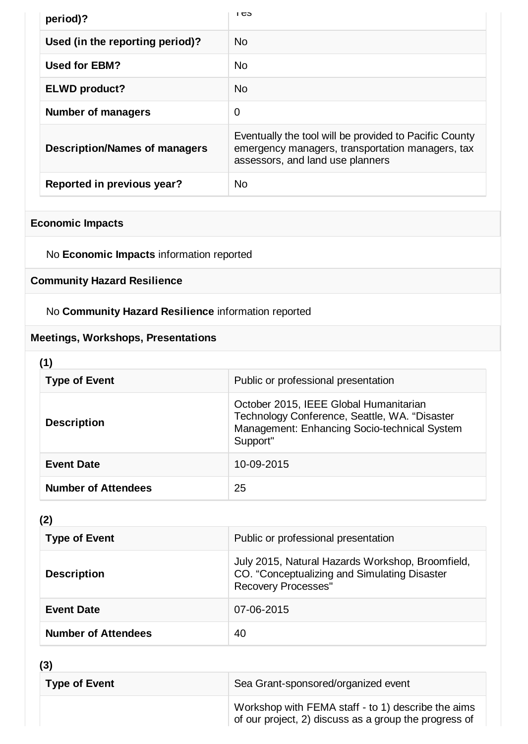| | |
|---|---|
| **period)?** | Yes |
| **Used (in the reporting period)?** | No |
| **Used for EBM?** | No |
| **ELWD product?** | No |
| **Number of managers** | 0 |
| **Description/Names of managers** | Eventually the tool will be provided to Pacific County emergency managers, transportation managers, tax assessors, and land use planners |
| **Reported in previous year?** | No |

### Economic Impacts

No **Economic Impacts** information reported

### Community Hazard Resilience

No **Community Hazard Resilience** information reported

### Meetings, Workshops, Presentations

**(1)**

| | |
|---|---|
| **Type of Event** | Public or professional presentation |
| **Description** | October 2015, IEEE Global Humanitarian Technology Conference, Seattle, WA. "Disaster Management: Enhancing Socio-technical System Support" |
| **Event Date** | 10-09-2015 |
| **Number of Attendees** | 25 |

**(2)**

| | |
|---|---|
| **Type of Event** | Public or professional presentation |
| **Description** | July 2015, Natural Hazards Workshop, Broomfield, CO. "Conceptualizing and Simulating Disaster Recovery Processes" |
| **Event Date** | 07-06-2015 |
| **Number of Attendees** | 40 |

**(3)**

| | |
|---|---|
| **Type of Event** | Sea Grant-sponsored/organized event |
| | Workshop with FEMA staff - to 1) describe the aims of our project, 2) discuss as a group the progress of |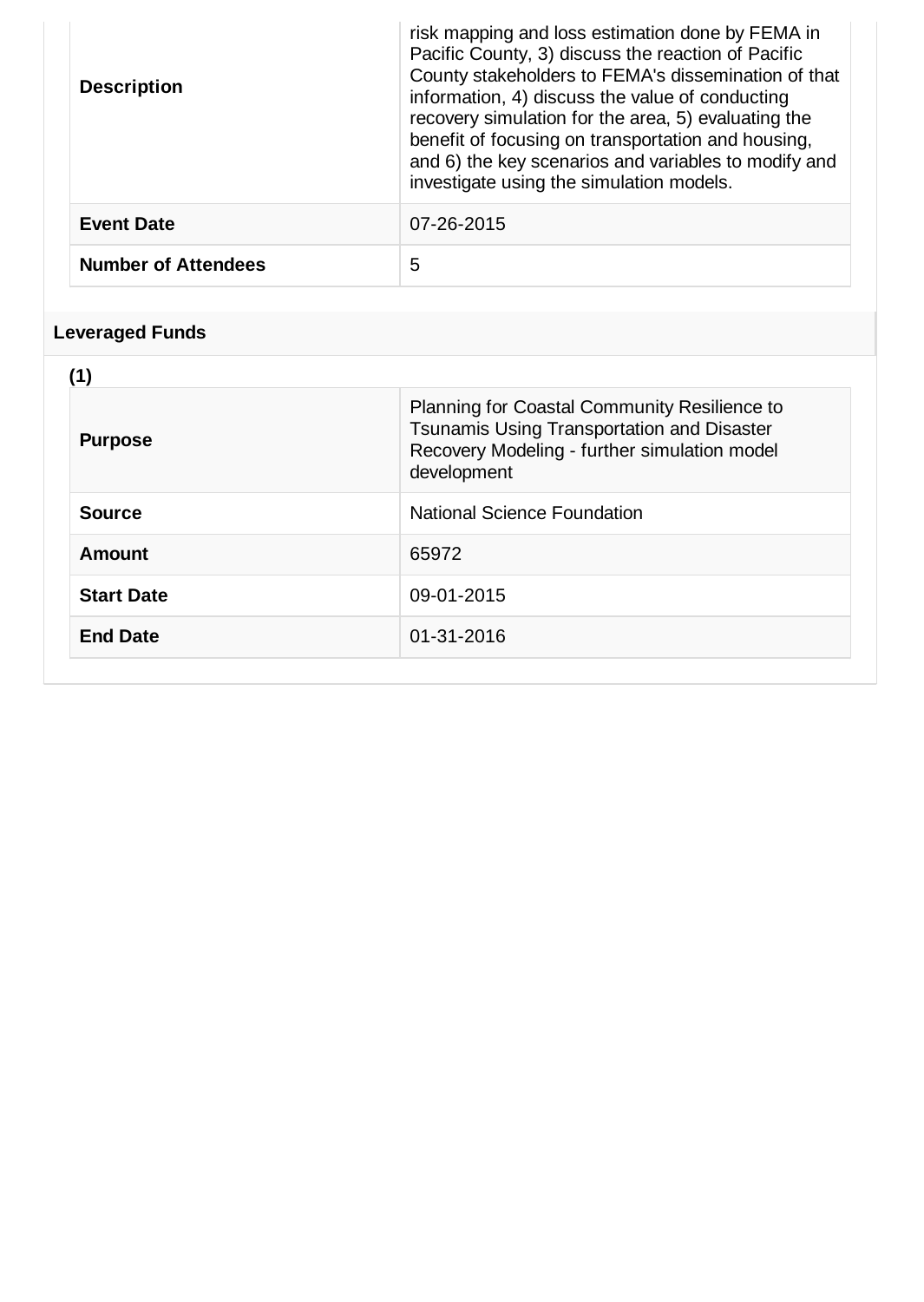| | |
|---|---|
| **Description** | risk mapping and loss estimation done by FEMA in Pacific County, 3) discuss the reaction of Pacific County stakeholders to FEMA's dissemination of that information, 4) discuss the value of conducting recovery simulation for the area, 5) evaluating the benefit of focusing on transportation and housing, and 6) the key scenarios and variables to modify and investigate using the simulation models. |
| **Event Date** | 07-26-2015 |
| **Number of Attendees** | 5 |

### Leveraged Funds

**(1)**

| | |
|---|---|
| **Purpose** | Planning for Coastal Community Resilience to Tsunamis Using Transportation and Disaster Recovery Modeling - further simulation model development |
| **Source** | National Science Foundation |
| **Amount** | 65972 |
| **Start Date** | 09-01-2015 |
| **End Date** | 01-31-2016 |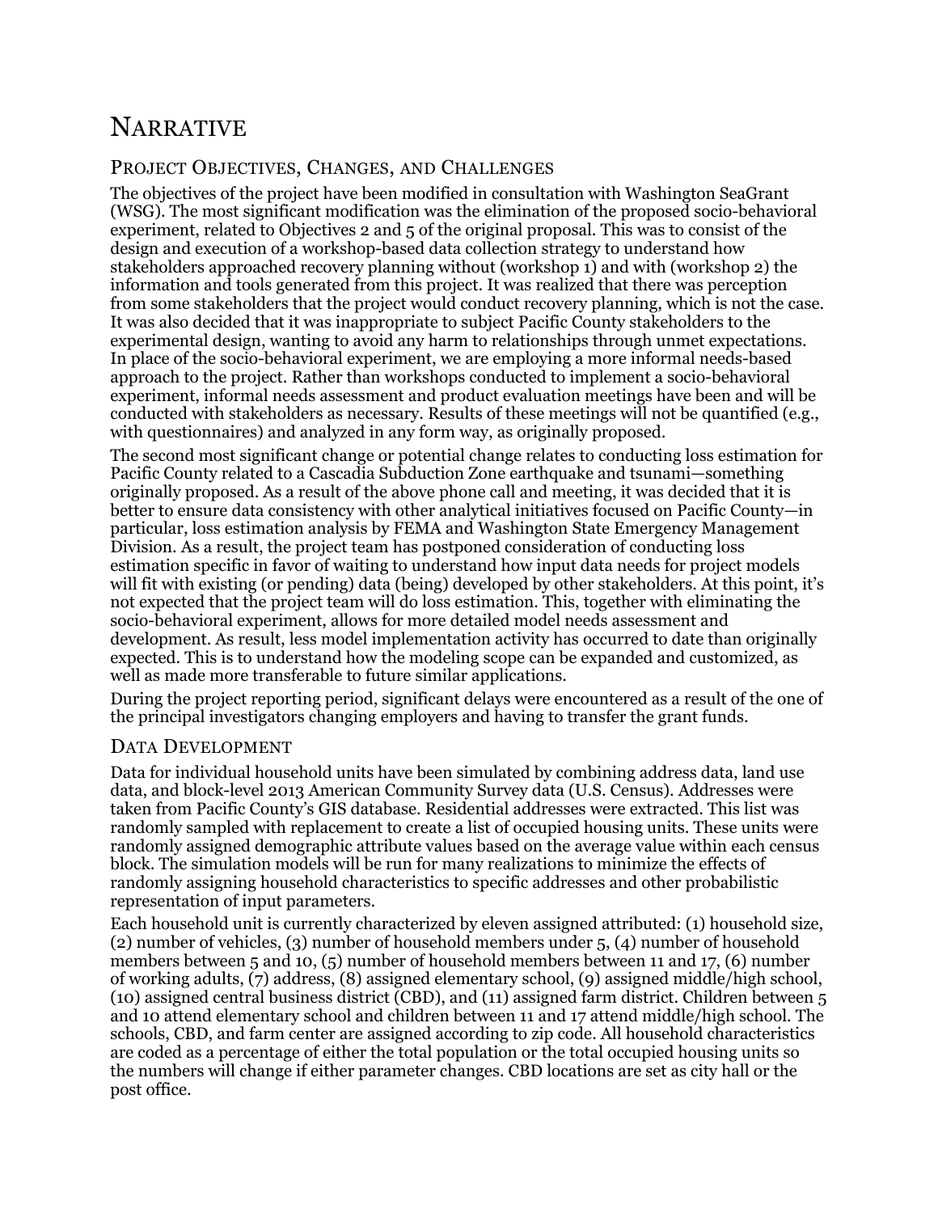# NARRATIVE

## PROJECT OBJECTIVES, CHANGES, AND CHALLENGES

The objectives of the project have been modified in consultation with Washington SeaGrant (WSG). The most significant modification was the elimination of the proposed socio-behavioral experiment, related to Objectives 2 and 5 of the original proposal. This was to consist of the design and execution of a workshop-based data collection strategy to understand how stakeholders approached recovery planning without (workshop 1) and with (workshop 2) the information and tools generated from this project. It was realized that there was perception from some stakeholders that the project would conduct recovery planning, which is not the case. It was also decided that it was inappropriate to subject Pacific County stakeholders to the experimental design, wanting to avoid any harm to relationships through unmet expectations. In place of the socio-behavioral experiment, we are employing a more informal needs-based approach to the project. Rather than workshops conducted to implement a socio-behavioral experiment, informal needs assessment and product evaluation meetings have been and will be conducted with stakeholders as necessary. Results of these meetings will not be quantified (e.g., with questionnaires) and analyzed in any form way, as originally proposed.

The second most significant change or potential change relates to conducting loss estimation for Pacific County related to a Cascadia Subduction Zone earthquake and tsunami—something originally proposed. As a result of the above phone call and meeting, it was decided that it is better to ensure data consistency with other analytical initiatives focused on Pacific County—in particular, loss estimation analysis by FEMA and Washington State Emergency Management Division. As a result, the project team has postponed consideration of conducting loss estimation specific in favor of waiting to understand how input data needs for project models will fit with existing (or pending) data (being) developed by other stakeholders. At this point, it's not expected that the project team will do loss estimation. This, together with eliminating the socio-behavioral experiment, allows for more detailed model needs assessment and development. As result, less model implementation activity has occurred to date than originally expected. This is to understand how the modeling scope can be expanded and customized, as well as made more transferable to future similar applications.

During the project reporting period, significant delays were encountered as a result of the one of the principal investigators changing employers and having to transfer the grant funds.

## DATA DEVELOPMENT

Data for individual household units have been simulated by combining address data, land use data, and block-level 2013 American Community Survey data (U.S. Census). Addresses were taken from Pacific County's GIS database. Residential addresses were extracted. This list was randomly sampled with replacement to create a list of occupied housing units. These units were randomly assigned demographic attribute values based on the average value within each census block. The simulation models will be run for many realizations to minimize the effects of randomly assigning household characteristics to specific addresses and other probabilistic representation of input parameters.

Each household unit is currently characterized by eleven assigned attributed: (1) household size, (2) number of vehicles, (3) number of household members under 5, (4) number of household members between 5 and 10, (5) number of household members between 11 and 17, (6) number of working adults, (7) address, (8) assigned elementary school, (9) assigned middle/high school, (10) assigned central business district (CBD), and (11) assigned farm district. Children between 5 and 10 attend elementary school and children between 11 and 17 attend middle/high school. The schools, CBD, and farm center are assigned according to zip code. All household characteristics are coded as a percentage of either the total population or the total occupied housing units so the numbers will change if either parameter changes. CBD locations are set as city hall or the post office.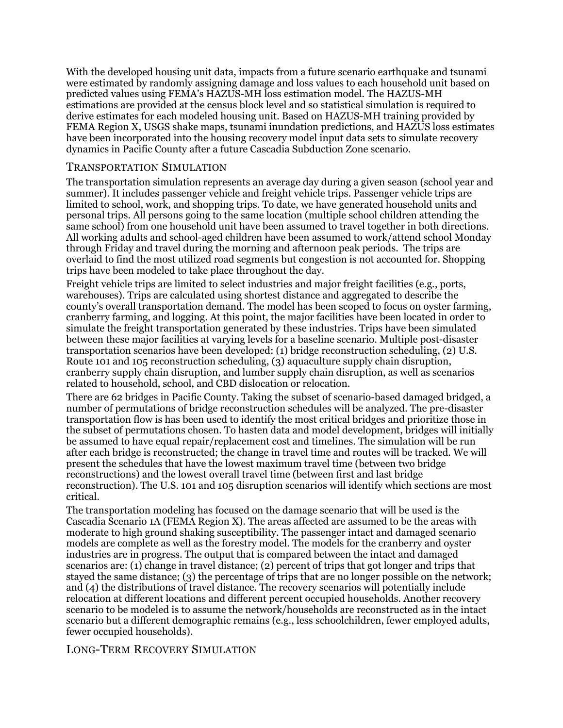With the developed housing unit data, impacts from a future scenario earthquake and tsunami were estimated by randomly assigning damage and loss values to each household unit based on predicted values using FEMA's HAZUS-MH loss estimation model. The HAZUS-MH estimations are provided at the census block level and so statistical simulation is required to derive estimates for each modeled housing unit. Based on HAZUS-MH training provided by FEMA Region X, USGS shake maps, tsunami inundation predictions, and HAZUS loss estimates have been incorporated into the housing recovery model input data sets to simulate recovery dynamics in Pacific County after a future Cascadia Subduction Zone scenario.

## Transportation Simulation

The transportation simulation represents an average day during a given season (school year and summer). It includes passenger vehicle and freight vehicle trips. Passenger vehicle trips are limited to school, work, and shopping trips. To date, we have generated household units and personal trips. All persons going to the same location (multiple school children attending the same school) from one household unit have been assumed to travel together in both directions. All working adults and school-aged children have been assumed to work/attend school Monday through Friday and travel during the morning and afternoon peak periods. The trips are overlaid to find the most utilized road segments but congestion is not accounted for. Shopping trips have been modeled to take place throughout the day.

Freight vehicle trips are limited to select industries and major freight facilities (e.g., ports, warehouses). Trips are calculated using shortest distance and aggregated to describe the county's overall transportation demand. The model has been scoped to focus on oyster farming, cranberry farming, and logging. At this point, the major facilities have been located in order to simulate the freight transportation generated by these industries. Trips have been simulated between these major facilities at varying levels for a baseline scenario. Multiple post-disaster transportation scenarios have been developed: (1) bridge reconstruction scheduling, (2) U.S. Route 101 and 105 reconstruction scheduling, (3) aquaculture supply chain disruption, cranberry supply chain disruption, and lumber supply chain disruption, as well as scenarios related to household, school, and CBD dislocation or relocation.

There are 62 bridges in Pacific County. Taking the subset of scenario-based damaged bridged, a number of permutations of bridge reconstruction schedules will be analyzed. The pre-disaster transportation flow is has been used to identify the most critical bridges and prioritize those in the subset of permutations chosen. To hasten data and model development, bridges will initially be assumed to have equal repair/replacement cost and timelines. The simulation will be run after each bridge is reconstructed; the change in travel time and routes will be tracked. We will present the schedules that have the lowest maximum travel time (between two bridge reconstructions) and the lowest overall travel time (between first and last bridge reconstruction). The U.S. 101 and 105 disruption scenarios will identify which sections are most critical.

The transportation modeling has focused on the damage scenario that will be used is the Cascadia Scenario 1A (FEMA Region X). The areas affected are assumed to be the areas with moderate to high ground shaking susceptibility. The passenger intact and damaged scenario models are complete as well as the forestry model. The models for the cranberry and oyster industries are in progress. The output that is compared between the intact and damaged scenarios are: (1) change in travel distance; (2) percent of trips that got longer and trips that stayed the same distance; (3) the percentage of trips that are no longer possible on the network; and (4) the distributions of travel distance. The recovery scenarios will potentially include relocation at different locations and different percent occupied households. Another recovery scenario to be modeled is to assume the network/households are reconstructed as in the intact scenario but a different demographic remains (e.g., less schoolchildren, fewer employed adults, fewer occupied households).

## Long-Term Recovery Simulation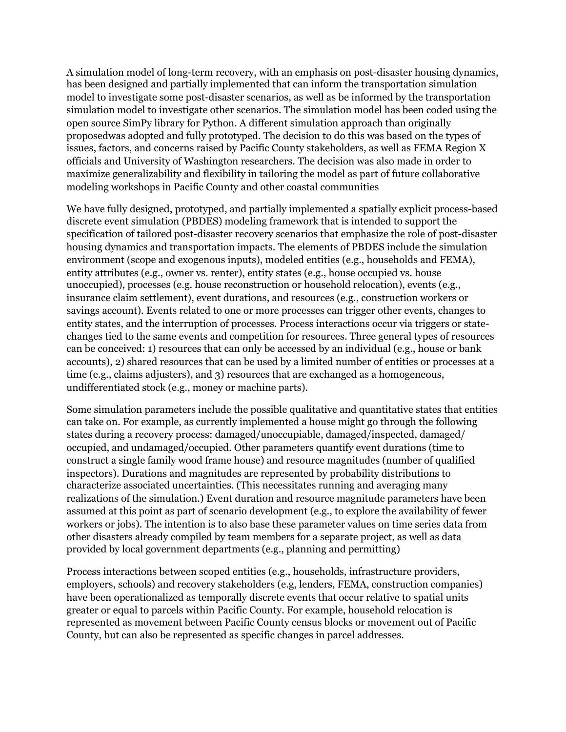A simulation model of long-term recovery, with an emphasis on post-disaster housing dynamics, has been designed and partially implemented that can inform the transportation simulation model to investigate some post-disaster scenarios, as well as be informed by the transportation simulation model to investigate other scenarios. The simulation model has been coded using the open source SimPy library for Python. A different simulation approach than originally proposedwas adopted and fully prototyped. The decision to do this was based on the types of issues, factors, and concerns raised by Pacific County stakeholders, as well as FEMA Region X officials and University of Washington researchers. The decision was also made in order to maximize generalizability and flexibility in tailoring the model as part of future collaborative modeling workshops in Pacific County and other coastal communities

We have fully designed, prototyped, and partially implemented a spatially explicit process-based discrete event simulation (PBDES) modeling framework that is intended to support the specification of tailored post-disaster recovery scenarios that emphasize the role of post-disaster housing dynamics and transportation impacts. The elements of PBDES include the simulation environment (scope and exogenous inputs), modeled entities (e.g., households and FEMA), entity attributes (e.g., owner vs. renter), entity states (e.g., house occupied vs. house unoccupied), processes (e.g. house reconstruction or household relocation), events (e.g., insurance claim settlement), event durations, and resources (e.g., construction workers or savings account). Events related to one or more processes can trigger other events, changes to entity states, and the interruption of processes. Process interactions occur via triggers or state-changes tied to the same events and competition for resources. Three general types of resources can be conceived: 1) resources that can only be accessed by an individual (e.g., house or bank accounts), 2) shared resources that can be used by a limited number of entities or processes at a time (e.g., claims adjusters), and 3) resources that are exchanged as a homogeneous, undifferentiated stock (e.g., money or machine parts).

Some simulation parameters include the possible qualitative and quantitative states that entities can take on. For example, as currently implemented a house might go through the following states during a recovery process: damaged/unoccupiable, damaged/inspected, damaged/occupied, and undamaged/occupied. Other parameters quantify event durations (time to construct a single family wood frame house) and resource magnitudes (number of qualified inspectors). Durations and magnitudes are represented by probability distributions to characterize associated uncertainties. (This necessitates running and averaging many realizations of the simulation.) Event duration and resource magnitude parameters have been assumed at this point as part of scenario development (e.g., to explore the availability of fewer workers or jobs). The intention is to also base these parameter values on time series data from other disasters already compiled by team members for a separate project, as well as data provided by local government departments (e.g., planning and permitting)

Process interactions between scoped entities (e.g., households, infrastructure providers, employers, schools) and recovery stakeholders (e.g, lenders, FEMA, construction companies) have been operationalized as temporally discrete events that occur relative to spatial units greater or equal to parcels within Pacific County. For example, household relocation is represented as movement between Pacific County census blocks or movement out of Pacific County, but can also be represented as specific changes in parcel addresses.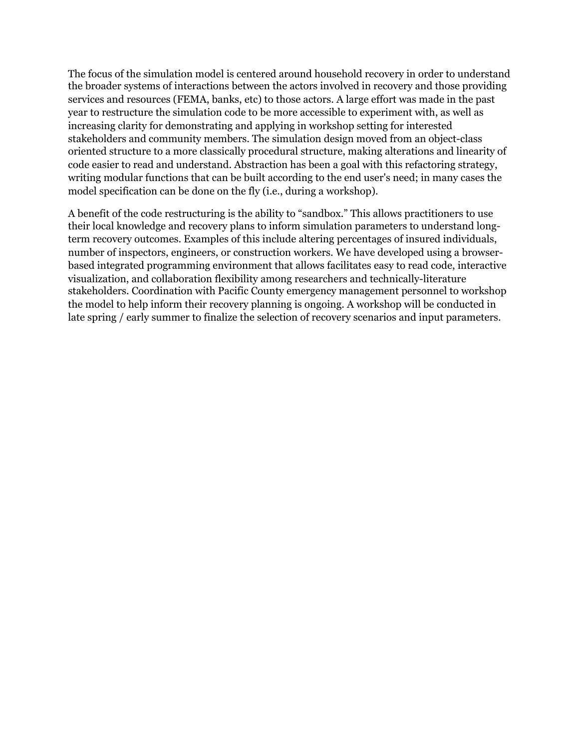The focus of the simulation model is centered around household recovery in order to understand the broader systems of interactions between the actors involved in recovery and those providing services and resources (FEMA, banks, etc) to those actors. A large effort was made in the past year to restructure the simulation code to be more accessible to experiment with, as well as increasing clarity for demonstrating and applying in workshop setting for interested stakeholders and community members. The simulation design moved from an object-class oriented structure to a more classically procedural structure, making alterations and linearity of code easier to read and understand. Abstraction has been a goal with this refactoring strategy, writing modular functions that can be built according to the end user's need; in many cases the model specification can be done on the fly (i.e., during a workshop).

A benefit of the code restructuring is the ability to "sandbox." This allows practitioners to use their local knowledge and recovery plans to inform simulation parameters to understand long-term recovery outcomes. Examples of this include altering percentages of insured individuals, number of inspectors, engineers, or construction workers. We have developed using a browser-based integrated programming environment that allows facilitates easy to read code, interactive visualization, and collaboration flexibility among researchers and technically-literature stakeholders. Coordination with Pacific County emergency management personnel to workshop the model to help inform their recovery planning is ongoing. A workshop will be conducted in late spring / early summer to finalize the selection of recovery scenarios and input parameters.